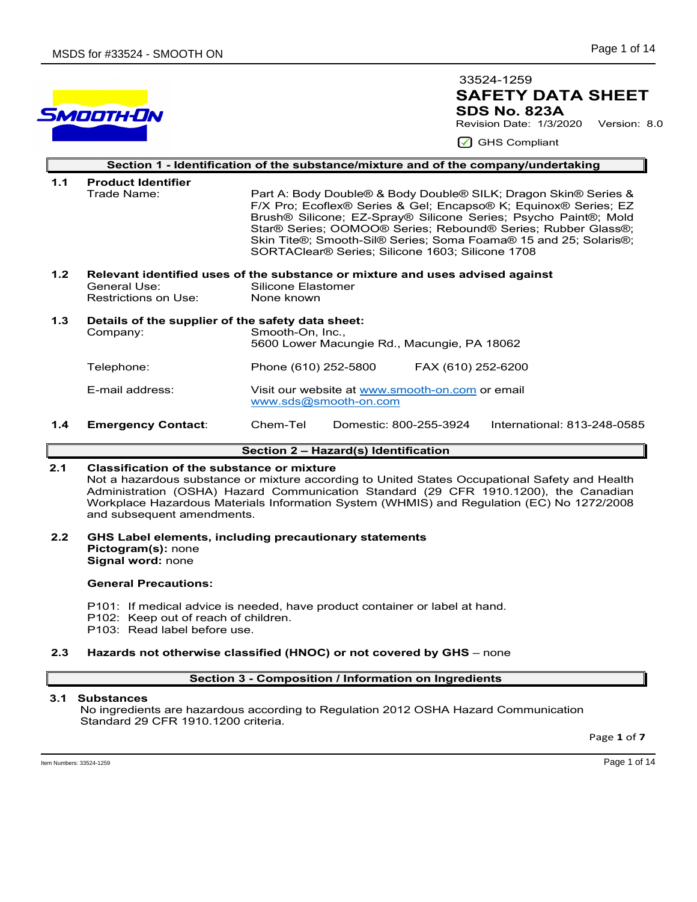33524-1259

# SAFETY DATA SHEET

**SDS No. 823A**

Revision Date: 1/3/2020 Version: 8.0

GHS Compliant

## Section 1 - Identification of the substance/mixture and of the company/undertaking

**1.1 Product Identifier**

Trade Name: Part A: Body Double® & Body Double® SILK; Dragon Skin® Series & F/X Pro; Ecoflex® Series & Gel; Encapso® K; Equinox® Series; EZ Brush® Silicone; EZ-Spray® Silicone Series; Psycho Paint®; Mold Star® Series; OOMOO® Series; Rebound® Series; Rubber Glass®; Skin Tite®; Smooth-Sil® Series; Soma Foama® 15 and 25; Solaris®; SORTAClear® Series; Silicone 1603; Silicone 1708

**1.2 Relevant identified uses of the substance or mixture and uses advised against**

General Use: Silicone Elastomer

Restrictions on Use: None known

**1.3 Details of the supplier of the safety data sheet:**

Company: Smooth-On, Inc., 5600 Lower Macungie Rd., Macungie, PA 18062

Telephone: Phone (610) 252-5800 FAX (610) 252-6200

E-mail address: Visit our website at www.smooth-on.com or email www.sds@smooth-on.com

**1.4 Emergency Contact:** Chem-Tel Domestic: 800-255-3924 International: 813-248-0585

## Section 2 – Hazard(s) Identification

**2.1 Classification of the substance or mixture**

Not a hazardous substance or mixture according to United States Occupational Safety and Health Administration (OSHA) Hazard Communication Standard (29 CFR 1910.1200), the Canadian Workplace Hazardous Materials Information System (WHMIS) and Regulation (EC) No 1272/2008 and subsequent amendments.

**2.2 GHS Label elements, including precautionary statements**

**Pictogram(s):** none

**Signal word:** none

**General Precautions:**

P101: If medical advice is needed, have product container or label at hand.
P102: Keep out of reach of children.
P103: Read label before use.

**2.3 Hazards not otherwise classified (HNOC) or not covered by GHS** – none

## Section 3 - Composition / Information on Ingredients

**3.1 Substances**

No ingredients are hazardous according to Regulation 2012 OSHA Hazard Communication Standard 29 CFR 1910.1200 criteria.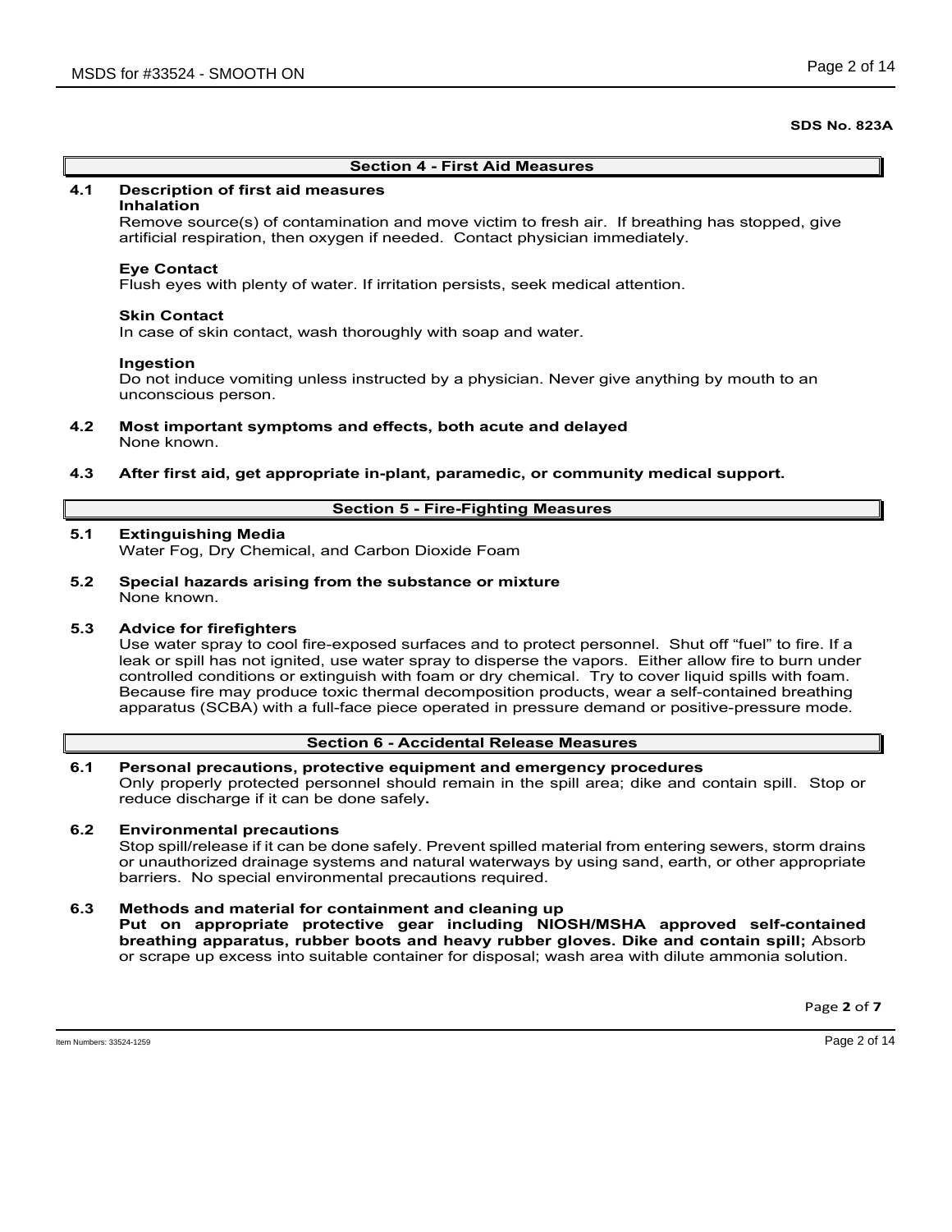**SDS No. 823A**

## Section 4 - First Aid Measures

**4.1 Description of first aid measures**

**Inhalation**

Remove source(s) of contamination and move victim to fresh air. If breathing has stopped, give artificial respiration, then oxygen if needed. Contact physician immediately.

**Eye Contact**

Flush eyes with plenty of water. If irritation persists, seek medical attention.

**Skin Contact**

In case of skin contact, wash thoroughly with soap and water.

**Ingestion**

Do not induce vomiting unless instructed by a physician. Never give anything by mouth to an unconscious person.

**4.2 Most important symptoms and effects, both acute and delayed**

None known.

**4.3 After first aid, get appropriate in-plant, paramedic, or community medical support.**

## Section 5 - Fire-Fighting Measures

**5.1 Extinguishing Media**

Water Fog, Dry Chemical, and Carbon Dioxide Foam

**5.2 Special hazards arising from the substance or mixture**

None known.

**5.3 Advice for firefighters**

Use water spray to cool fire-exposed surfaces and to protect personnel. Shut off "fuel" to fire. If a leak or spill has not ignited, use water spray to disperse the vapors. Either allow fire to burn under controlled conditions or extinguish with foam or dry chemical. Try to cover liquid spills with foam. Because fire may produce toxic thermal decomposition products, wear a self-contained breathing apparatus (SCBA) with a full-face piece operated in pressure demand or positive-pressure mode.

## Section 6 - Accidental Release Measures

**6.1 Personal precautions, protective equipment and emergency procedures**

Only properly protected personnel should remain in the spill area; dike and contain spill. Stop or reduce discharge if it can be done safely**.**

**6.2 Environmental precautions**

Stop spill/release if it can be done safely. Prevent spilled material from entering sewers, storm drains or unauthorized drainage systems and natural waterways by using sand, earth, or other appropriate barriers. No special environmental precautions required.

**6.3 Methods and material for containment and cleaning up**

**Put on appropriate protective gear including NIOSH/MSHA approved self-contained breathing apparatus, rubber boots and heavy rubber gloves. Dike and contain spill;** Absorb or scrape up excess into suitable container for disposal; wash area with dilute ammonia solution.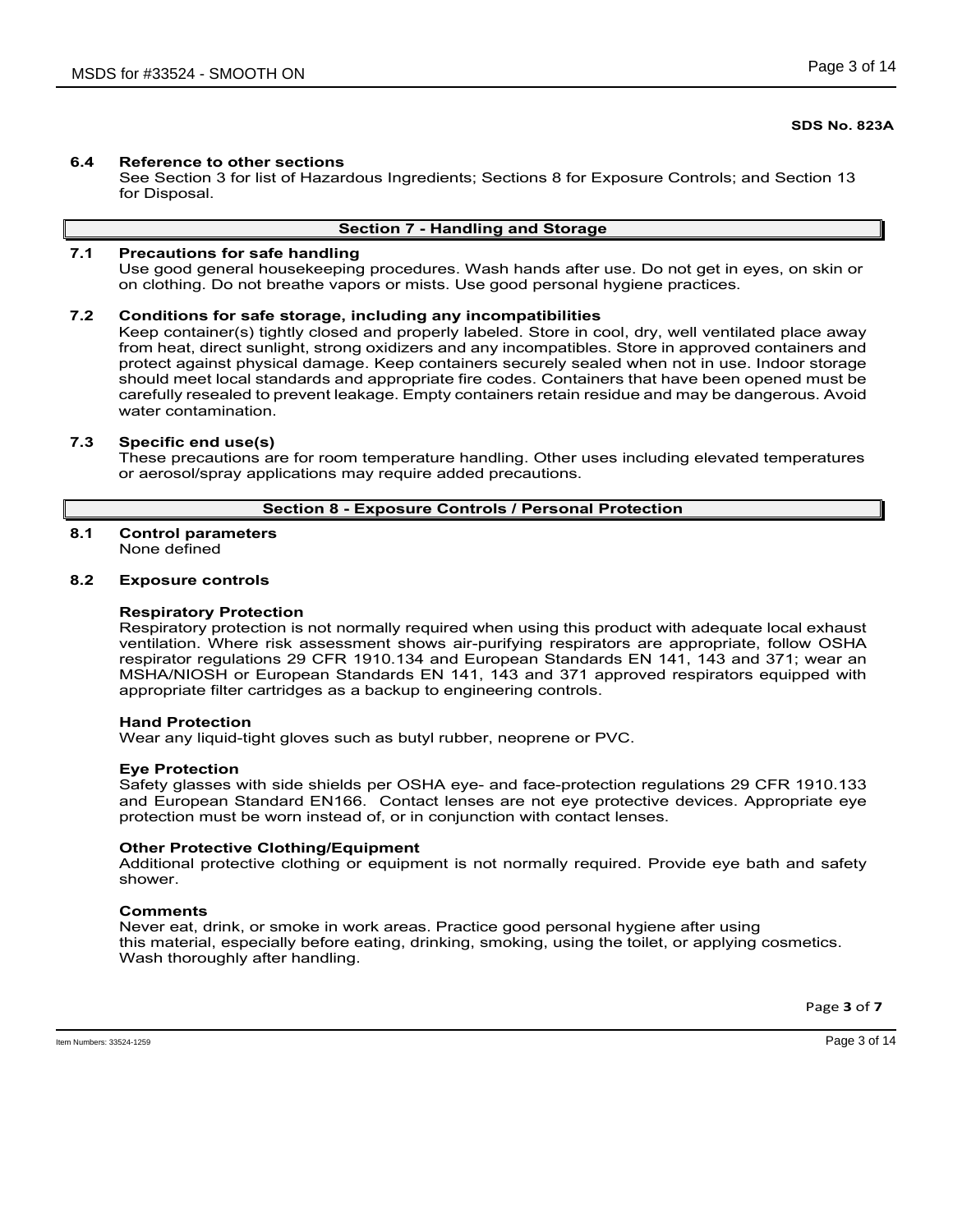**SDS No. 823A**

**6.4 Reference to other sections**

See Section 3 for list of Hazardous Ingredients; Sections 8 for Exposure Controls; and Section 13 for Disposal.

## Section 7 - Handling and Storage

**7.1 Precautions for safe handling**

Use good general housekeeping procedures. Wash hands after use. Do not get in eyes, on skin or on clothing. Do not breathe vapors or mists. Use good personal hygiene practices.

**7.2 Conditions for safe storage, including any incompatibilities**

Keep container(s) tightly closed and properly labeled. Store in cool, dry, well ventilated place away from heat, direct sunlight, strong oxidizers and any incompatibles. Store in approved containers and protect against physical damage. Keep containers securely sealed when not in use. Indoor storage should meet local standards and appropriate fire codes. Containers that have been opened must be carefully resealed to prevent leakage. Empty containers retain residue and may be dangerous. Avoid water contamination.

**7.3 Specific end use(s)**

These precautions are for room temperature handling. Other uses including elevated temperatures or aerosol/spray applications may require added precautions.

## Section 8 - Exposure Controls / Personal Protection

**8.1 Control parameters**

None defined

**8.2 Exposure controls**

**Respiratory Protection**

Respiratory protection is not normally required when using this product with adequate local exhaust ventilation. Where risk assessment shows air-purifying respirators are appropriate, follow OSHA respirator regulations 29 CFR 1910.134 and European Standards EN 141, 143 and 371; wear an MSHA/NIOSH or European Standards EN 141, 143 and 371 approved respirators equipped with appropriate filter cartridges as a backup to engineering controls.

**Hand Protection**

Wear any liquid-tight gloves such as butyl rubber, neoprene or PVC.

**Eye Protection**

Safety glasses with side shields per OSHA eye- and face-protection regulations 29 CFR 1910.133 and European Standard EN166. Contact lenses are not eye protective devices. Appropriate eye protection must be worn instead of, or in conjunction with contact lenses.

**Other Protective Clothing/Equipment**

Additional protective clothing or equipment is not normally required. Provide eye bath and safety shower.

**Comments**

Never eat, drink, or smoke in work areas. Practice good personal hygiene after using this material, especially before eating, drinking, smoking, using the toilet, or applying cosmetics. Wash thoroughly after handling.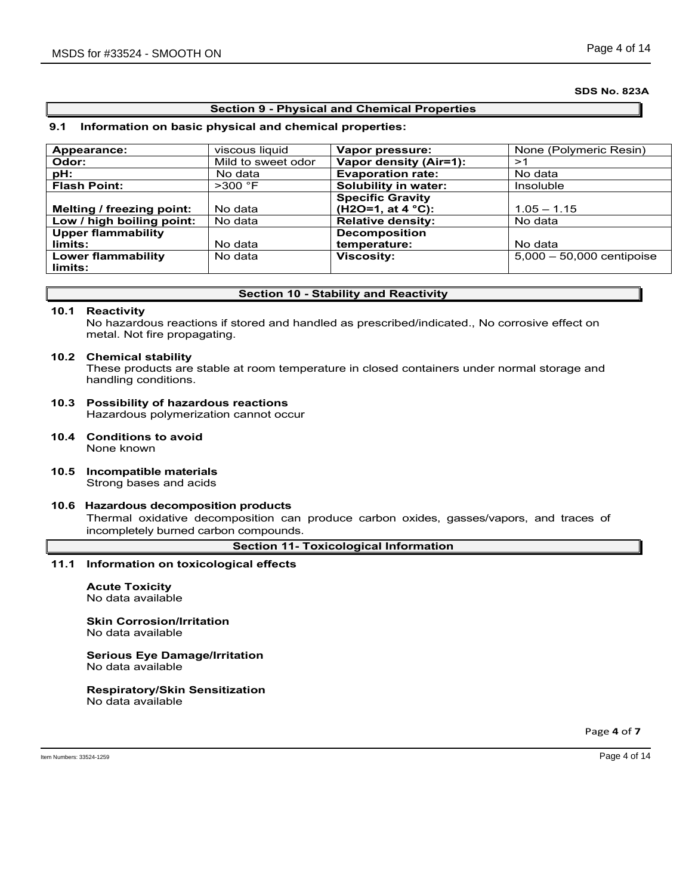SDS No. 823A

## Section 9 - Physical and Chemical Properties

### 9.1 Information on basic physical and chemical properties:

| Appearance: | viscous liquid | Vapor pressure: | None (Polymeric Resin) |
|---|---|---|---|
| Odor: | Mild to sweet odor | Vapor density (Air=1): | >1 |
| pH: | No data | Evaporation rate: | No data |
| Flash Point: | >300 °F | Solubility in water: | Insoluble |
| Melting / freezing point: | No data | Specific Gravity ($H_2O$=1, at 4 °C): | 1.05 – 1.15 |
| Low / high boiling point: | No data | Relative density: | No data |
| Upper flammability limits: | No data | Decomposition temperature: | No data |
| Lower flammability limits: | No data | Viscosity: | 5,000 – 50,000 centipoise |

## Section 10 - Stability and Reactivity

**10.1 Reactivity**

No hazardous reactions if stored and handled as prescribed/indicated., No corrosive effect on metal. Not fire propagating.

**10.2 Chemical stability**

These products are stable at room temperature in closed containers under normal storage and handling conditions.

**10.3 Possibility of hazardous reactions**

Hazardous polymerization cannot occur

**10.4 Conditions to avoid**

None known

**10.5 Incompatible materials**

Strong bases and acids

**10.6 Hazardous decomposition products**

Thermal oxidative decomposition can produce carbon oxides, gasses/vapors, and traces of incompletely burned carbon compounds.

## Section 11- Toxicological Information

**11.1 Information on toxicological effects**

**Acute Toxicity**
No data available

**Skin Corrosion/Irritation**
No data available

**Serious Eye Damage/Irritation**
No data available

**Respiratory/Skin Sensitization**
No data available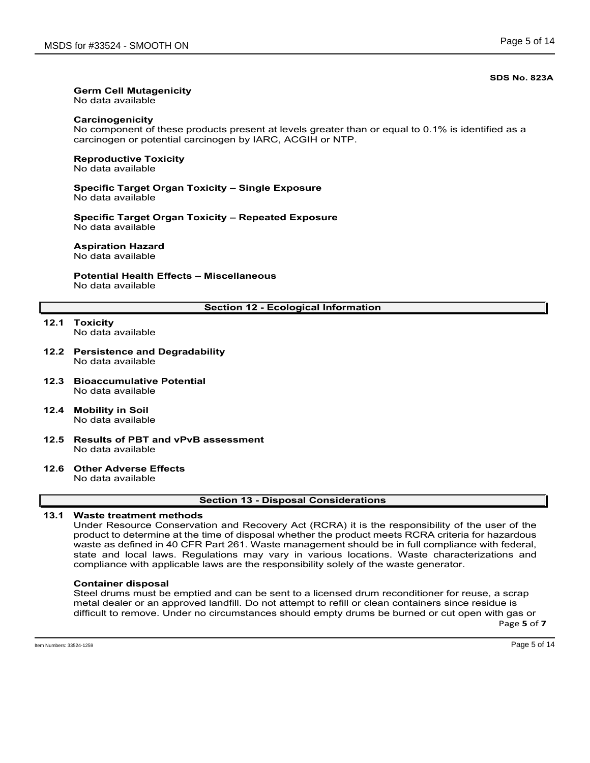**SDS No. 823A**

**Germ Cell Mutagenicity**
No data available

**Carcinogenicity**
No component of these products present at levels greater than or equal to 0.1% is identified as a carcinogen or potential carcinogen by IARC, ACGIH or NTP.

**Reproductive Toxicity**
No data available

**Specific Target Organ Toxicity – Single Exposure**
No data available

**Specific Target Organ Toxicity – Repeated Exposure**
No data available

**Aspiration Hazard**
No data available

**Potential Health Effects – Miscellaneous**
No data available

## Section 12 - Ecological Information

**12.1 Toxicity**
No data available

**12.2 Persistence and Degradability**
No data available

**12.3 Bioaccumulative Potential**
No data available

**12.4 Mobility in Soil**
No data available

**12.5 Results of PBT and vPvB assessment**
No data available

**12.6 Other Adverse Effects**
No data available

## Section 13 - Disposal Considerations

**13.1 Waste treatment methods**
Under Resource Conservation and Recovery Act (RCRA) it is the responsibility of the user of the product to determine at the time of disposal whether the product meets RCRA criteria for hazardous waste as defined in 40 CFR Part 261. Waste management should be in full compliance with federal, state and local laws. Regulations may vary in various locations. Waste characterizations and compliance with applicable laws are the responsibility solely of the waste generator.

**Container disposal**
Steel drums must be emptied and can be sent to a licensed drum reconditioner for reuse, a scrap metal dealer or an approved landfill. Do not attempt to refill or clean containers since residue is difficult to remove. Under no circumstances should empty drums be burned or cut open with gas or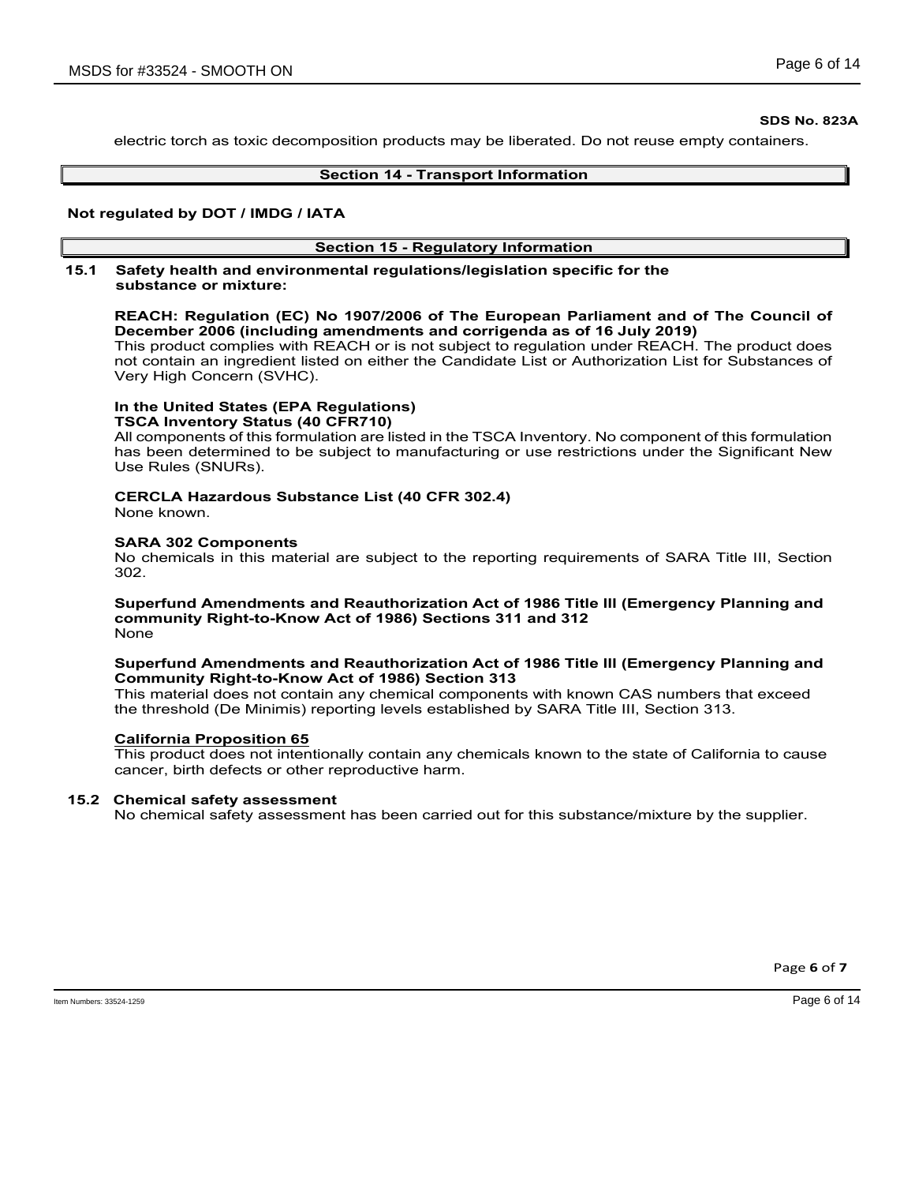**SDS No. 823A**

electric torch as toxic decomposition products may be liberated. Do not reuse empty containers.

## Section 14 - Transport Information

**Not regulated by DOT / IMDG / IATA**

## Section 15 - Regulatory Information

**15.1 Safety health and environmental regulations/legislation specific for the substance or mixture:**

**REACH: Regulation (EC) No 1907/2006 of The European Parliament and of The Council of December 2006 (including amendments and corrigenda as of 16 July 2019)**
This product complies with REACH or is not subject to regulation under REACH. The product does not contain an ingredient listed on either the Candidate List or Authorization List for Substances of Very High Concern (SVHC).

**In the United States (EPA Regulations)**
**TSCA Inventory Status (40 CFR710)**
All components of this formulation are listed in the TSCA Inventory. No component of this formulation has been determined to be subject to manufacturing or use restrictions under the Significant New Use Rules (SNURs).

**CERCLA Hazardous Substance List (40 CFR 302.4)**
None known.

**SARA 302 Components**
No chemicals in this material are subject to the reporting requirements of SARA Title III, Section 302.

**Superfund Amendments and Reauthorization Act of 1986 Title lll (Emergency Planning and community Right-to-Know Act of 1986) Sections 311 and 312**
None

**Superfund Amendments and Reauthorization Act of 1986 Title lll (Emergency Planning and Community Right-to-Know Act of 1986) Section 313**
This material does not contain any chemical components with known CAS numbers that exceed the threshold (De Minimis) reporting levels established by SARA Title III, Section 313.

**California Proposition 65**
This product does not intentionally contain any chemicals known to the state of California to cause cancer, birth defects or other reproductive harm.

**15.2 Chemical safety assessment**
No chemical safety assessment has been carried out for this substance/mixture by the supplier.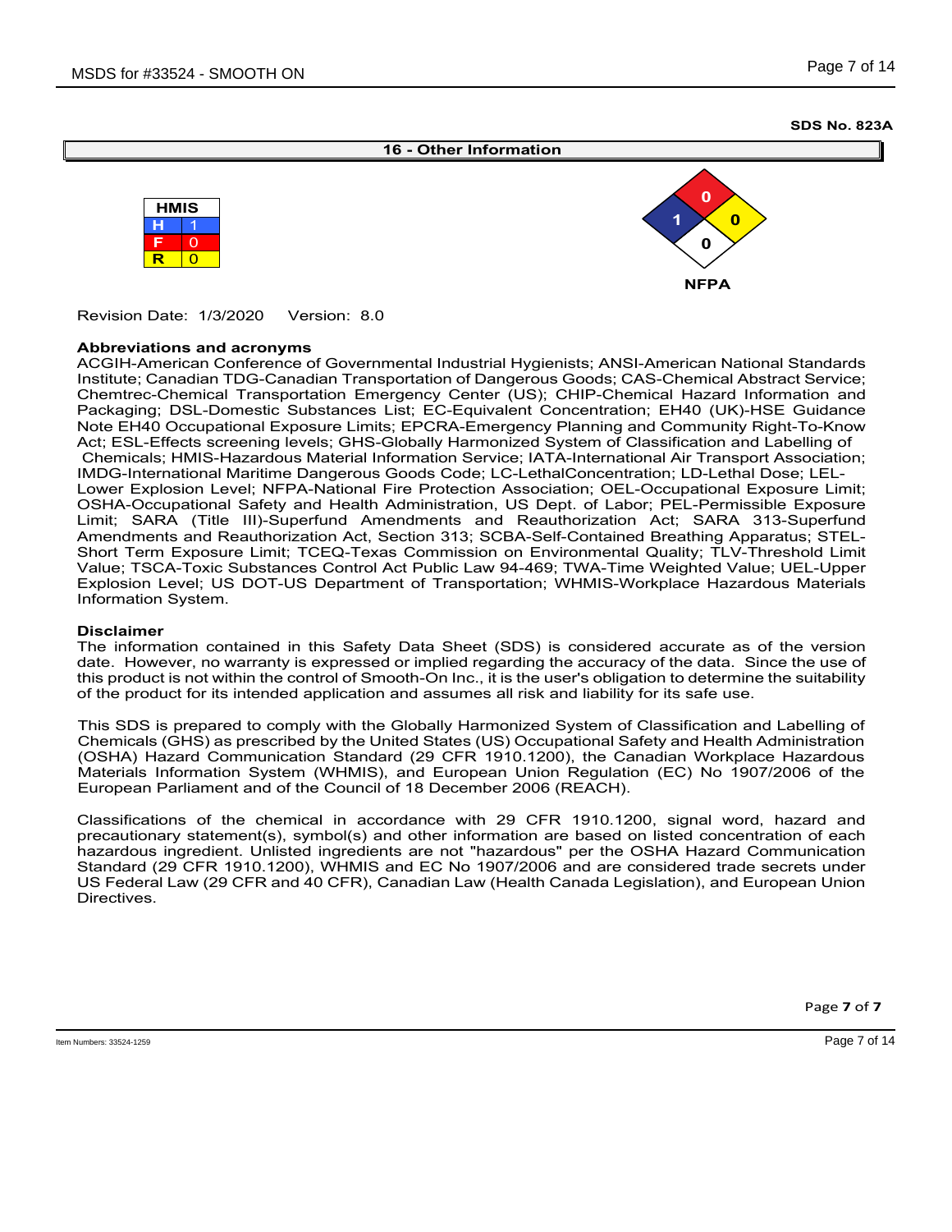**SDS No. 823A**

## 16 - Other Information

| HMIS | |
|---|---|
| H | 1 |
| F | 0 |
| R | 0 |

**NFPA**

| Health | Flammability | Instability | Special |
|---|---|---|---|
| 1 | 0 | 0 | 0 |

Revision Date: 1/3/2020 Version: 8.0

**Abbreviations and acronyms**

ACGIH-American Conference of Governmental Industrial Hygienists; ANSI-American National Standards Institute; Canadian TDG-Canadian Transportation of Dangerous Goods; CAS-Chemical Abstract Service; Chemtrec-Chemical Transportation Emergency Center (US); CHIP-Chemical Hazard Information and Packaging; DSL-Domestic Substances List; EC-Equivalent Concentration; EH40 (UK)-HSE Guidance Note EH40 Occupational Exposure Limits; EPCRA-Emergency Planning and Community Right-To-Know Act; ESL-Effects screening levels; GHS-Globally Harmonized System of Classification and Labelling of Chemicals; HMIS-Hazardous Material Information Service; IATA-International Air Transport Association; IMDG-International Maritime Dangerous Goods Code; LC-LethalConcentration; LD-Lethal Dose; LEL-Lower Explosion Level; NFPA-National Fire Protection Association; OEL-Occupational Exposure Limit; OSHA-Occupational Safety and Health Administration, US Dept. of Labor; PEL-Permissible Exposure Limit; SARA (Title III)-Superfund Amendments and Reauthorization Act; SARA 313-Superfund Amendments and Reauthorization Act, Section 313; SCBA-Self-Contained Breathing Apparatus; STEL-Short Term Exposure Limit; TCEQ-Texas Commission on Environmental Quality; TLV-Threshold Limit Value; TSCA-Toxic Substances Control Act Public Law 94-469; TWA-Time Weighted Value; UEL-Upper Explosion Level; US DOT-US Department of Transportation; WHMIS-Workplace Hazardous Materials Information System.

**Disclaimer**

The information contained in this Safety Data Sheet (SDS) is considered accurate as of the version date. However, no warranty is expressed or implied regarding the accuracy of the data. Since the use of this product is not within the control of Smooth-On Inc., it is the user's obligation to determine the suitability of the product for its intended application and assumes all risk and liability for its safe use.

This SDS is prepared to comply with the Globally Harmonized System of Classification and Labelling of Chemicals (GHS) as prescribed by the United States (US) Occupational Safety and Health Administration (OSHA) Hazard Communication Standard (29 CFR 1910.1200), the Canadian Workplace Hazardous Materials Information System (WHMIS), and European Union Regulation (EC) No 1907/2006 of the European Parliament and of the Council of 18 December 2006 (REACH).

Classifications of the chemical in accordance with 29 CFR 1910.1200, signal word, hazard and precautionary statement(s), symbol(s) and other information are based on listed concentration of each hazardous ingredient. Unlisted ingredients are not "hazardous" per the OSHA Hazard Communication Standard (29 CFR 1910.1200), WHMIS and EC No 1907/2006 and are considered trade secrets under US Federal Law (29 CFR and 40 CFR), Canadian Law (Health Canada Legislation), and European Union Directives.

Item Numbers: 33524-1259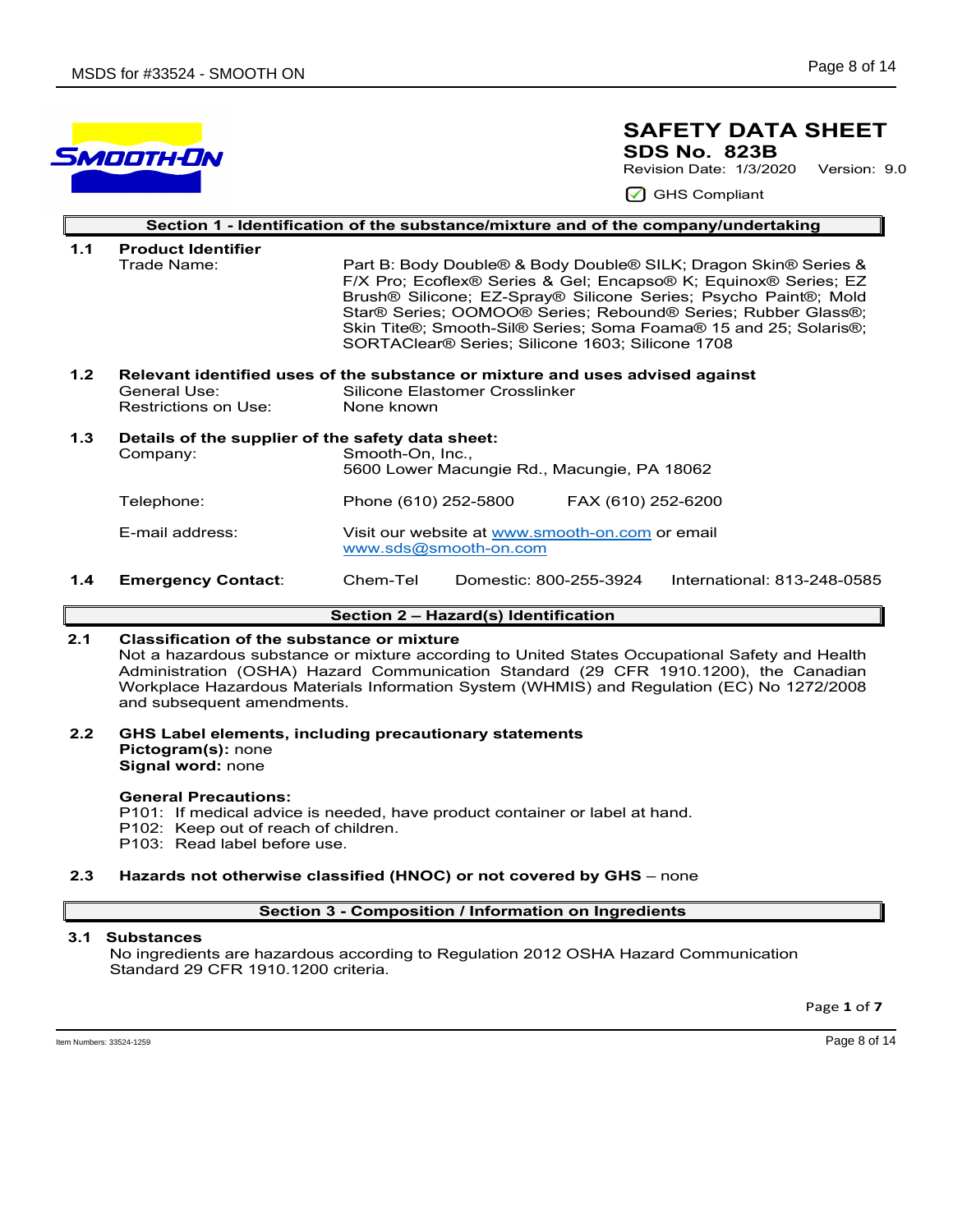# SAFETY DATA SHEET

**SDS No. 823B**

Revision Date: 1/3/2020 Version: 9.0

GHS Compliant

## Section 1 - Identification of the substance/mixture and of the company/undertaking

**1.1 Product Identifier**

| | |
|---|---|
| Trade Name: | Part B: Body Double® & Body Double® SILK; Dragon Skin® Series & F/X Pro; Ecoflex® Series & Gel; Encapso® K; Equinox® Series; EZ Brush® Silicone; EZ-Spray® Silicone Series; Psycho Paint®; Mold Star® Series; OOMOO® Series; Rebound® Series; Rubber Glass®; Skin Tite®; Smooth-Sil® Series; Soma Foama® 15 and 25; Solaris®; SORTAClear® Series; Silicone 1603; Silicone 1708 |

**1.2 Relevant identified uses of the substance or mixture and uses advised against**

| | |
|---|---|
| General Use: | Silicone Elastomer Crosslinker |
| Restrictions on Use: | None known |

**1.3 Details of the supplier of the safety data sheet:**

| | |
|---|---|
| Company: | Smooth-On, Inc., 5600 Lower Macungie Rd., Macungie, PA 18062 |
| Telephone: | Phone (610) 252-5800 FAX (610) 252-6200 |
| E-mail address: | Visit our website at www.smooth-on.com or email www.sds@smooth-on.com |

**1.4 Emergency Contact**: Chem-Tel Domestic: 800-255-3924 International: 813-248-0585

## Section 2 – Hazard(s) Identification

**2.1 Classification of the substance or mixture**

Not a hazardous substance or mixture according to United States Occupational Safety and Health Administration (OSHA) Hazard Communication Standard (29 CFR 1910.1200), the Canadian Workplace Hazardous Materials Information System (WHMIS) and Regulation (EC) No 1272/2008 and subsequent amendments.

**2.2 GHS Label elements, including precautionary statements**

**Pictogram(s):** none
**Signal word:** none

**General Precautions:**

P101: If medical advice is needed, have product container or label at hand.
P102: Keep out of reach of children.
P103: Read label before use.

**2.3 Hazards not otherwise classified (HNOC) or not covered by GHS** – none

## Section 3 - Composition / Information on Ingredients

**3.1 Substances**

No ingredients are hazardous according to Regulation 2012 OSHA Hazard Communication Standard 29 CFR 1910.1200 criteria.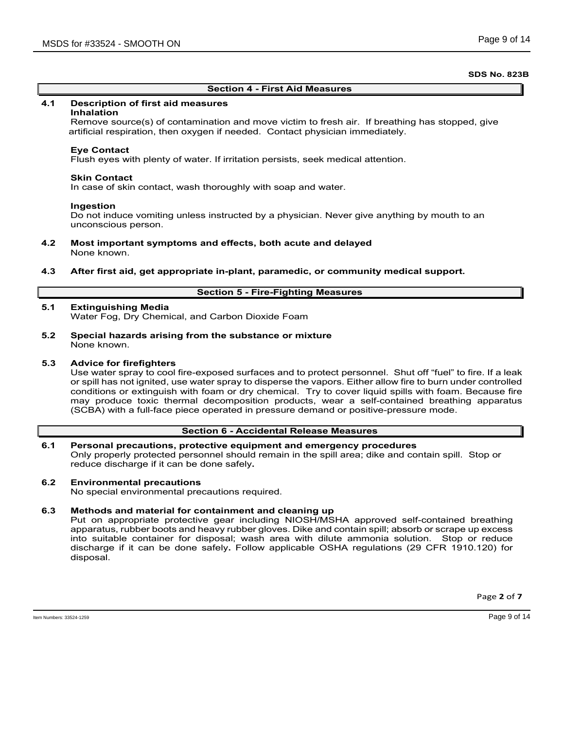**SDS No. 823B**

## Section 4 - First Aid Measures

**4.1 Description of first aid measures**

**Inhalation**

Remove source(s) of contamination and move victim to fresh air. If breathing has stopped, give artificial respiration, then oxygen if needed. Contact physician immediately.

**Eye Contact**

Flush eyes with plenty of water. If irritation persists, seek medical attention.

**Skin Contact**

In case of skin contact, wash thoroughly with soap and water.

**Ingestion**

Do not induce vomiting unless instructed by a physician. Never give anything by mouth to an unconscious person.

**4.2 Most important symptoms and effects, both acute and delayed**

None known.

**4.3 After first aid, get appropriate in-plant, paramedic, or community medical support.**

## Section 5 - Fire-Fighting Measures

**5.1 Extinguishing Media**

Water Fog, Dry Chemical, and Carbon Dioxide Foam

**5.2 Special hazards arising from the substance or mixture**

None known.

**5.3 Advice for firefighters**

Use water spray to cool fire-exposed surfaces and to protect personnel. Shut off "fuel" to fire. If a leak or spill has not ignited, use water spray to disperse the vapors. Either allow fire to burn under controlled conditions or extinguish with foam or dry chemical. Try to cover liquid spills with foam. Because fire may produce toxic thermal decomposition products, wear a self-contained breathing apparatus (SCBA) with a full-face piece operated in pressure demand or positive-pressure mode.

## Section 6 - Accidental Release Measures

**6.1 Personal precautions, protective equipment and emergency procedures**

Only properly protected personnel should remain in the spill area; dike and contain spill. Stop or reduce discharge if it can be done safely**.**

**6.2 Environmental precautions**

No special environmental precautions required.

**6.3 Methods and material for containment and cleaning up**

Put on appropriate protective gear including NIOSH/MSHA approved self-contained breathing apparatus, rubber boots and heavy rubber gloves. Dike and contain spill; absorb or scrape up excess into suitable container for disposal; wash area with dilute ammonia solution. Stop or reduce discharge if it can be done safely**.** Follow applicable OSHA regulations (29 CFR 1910.120) for disposal.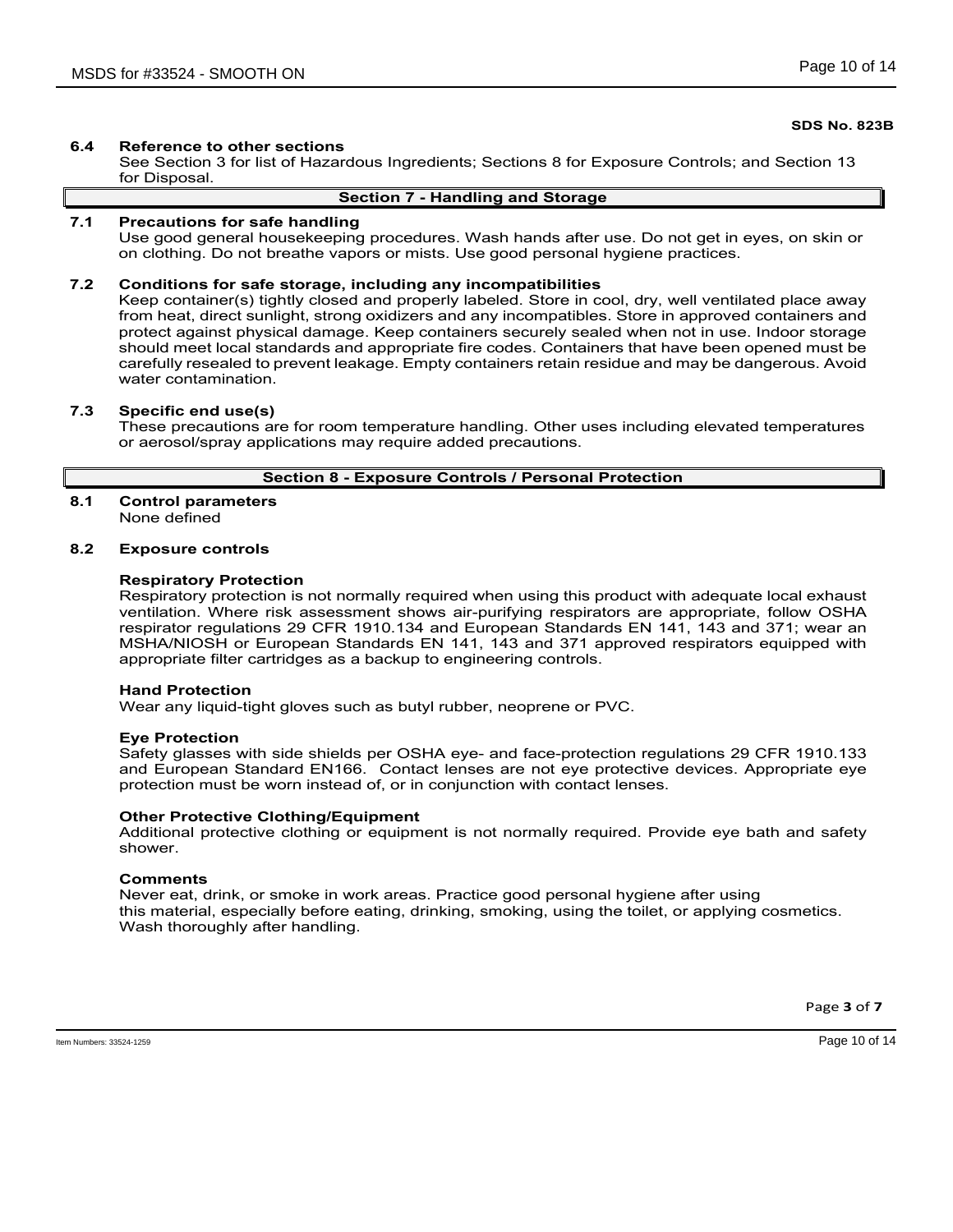**SDS No. 823B**

### 6.4 Reference to other sections

See Section 3 for list of Hazardous Ingredients; Sections 8 for Exposure Controls; and Section 13 for Disposal.

## Section 7 - Handling and Storage

### 7.1 Precautions for safe handling

Use good general housekeeping procedures. Wash hands after use. Do not get in eyes, on skin or on clothing. Do not breathe vapors or mists. Use good personal hygiene practices.

### 7.2 Conditions for safe storage, including any incompatibilities

Keep container(s) tightly closed and properly labeled. Store in cool, dry, well ventilated place away from heat, direct sunlight, strong oxidizers and any incompatibles. Store in approved containers and protect against physical damage. Keep containers securely sealed when not in use. Indoor storage should meet local standards and appropriate fire codes. Containers that have been opened must be carefully resealed to prevent leakage. Empty containers retain residue and may be dangerous. Avoid water contamination.

### 7.3 Specific end use(s)

These precautions are for room temperature handling. Other uses including elevated temperatures or aerosol/spray applications may require added precautions.

## Section 8 - Exposure Controls / Personal Protection

### 8.1 Control parameters

None defined

### 8.2 Exposure controls

**Respiratory Protection**

Respiratory protection is not normally required when using this product with adequate local exhaust ventilation. Where risk assessment shows air-purifying respirators are appropriate, follow OSHA respirator regulations 29 CFR 1910.134 and European Standards EN 141, 143 and 371; wear an MSHA/NIOSH or European Standards EN 141, 143 and 371 approved respirators equipped with appropriate filter cartridges as a backup to engineering controls.

**Hand Protection**

Wear any liquid-tight gloves such as butyl rubber, neoprene or PVC.

**Eye Protection**

Safety glasses with side shields per OSHA eye- and face-protection regulations 29 CFR 1910.133 and European Standard EN166. Contact lenses are not eye protective devices. Appropriate eye protection must be worn instead of, or in conjunction with contact lenses.

**Other Protective Clothing/Equipment**

Additional protective clothing or equipment is not normally required. Provide eye bath and safety shower.

**Comments**

Never eat, drink, or smoke in work areas. Practice good personal hygiene after using this material, especially before eating, drinking, smoking, using the toilet, or applying cosmetics. Wash thoroughly after handling.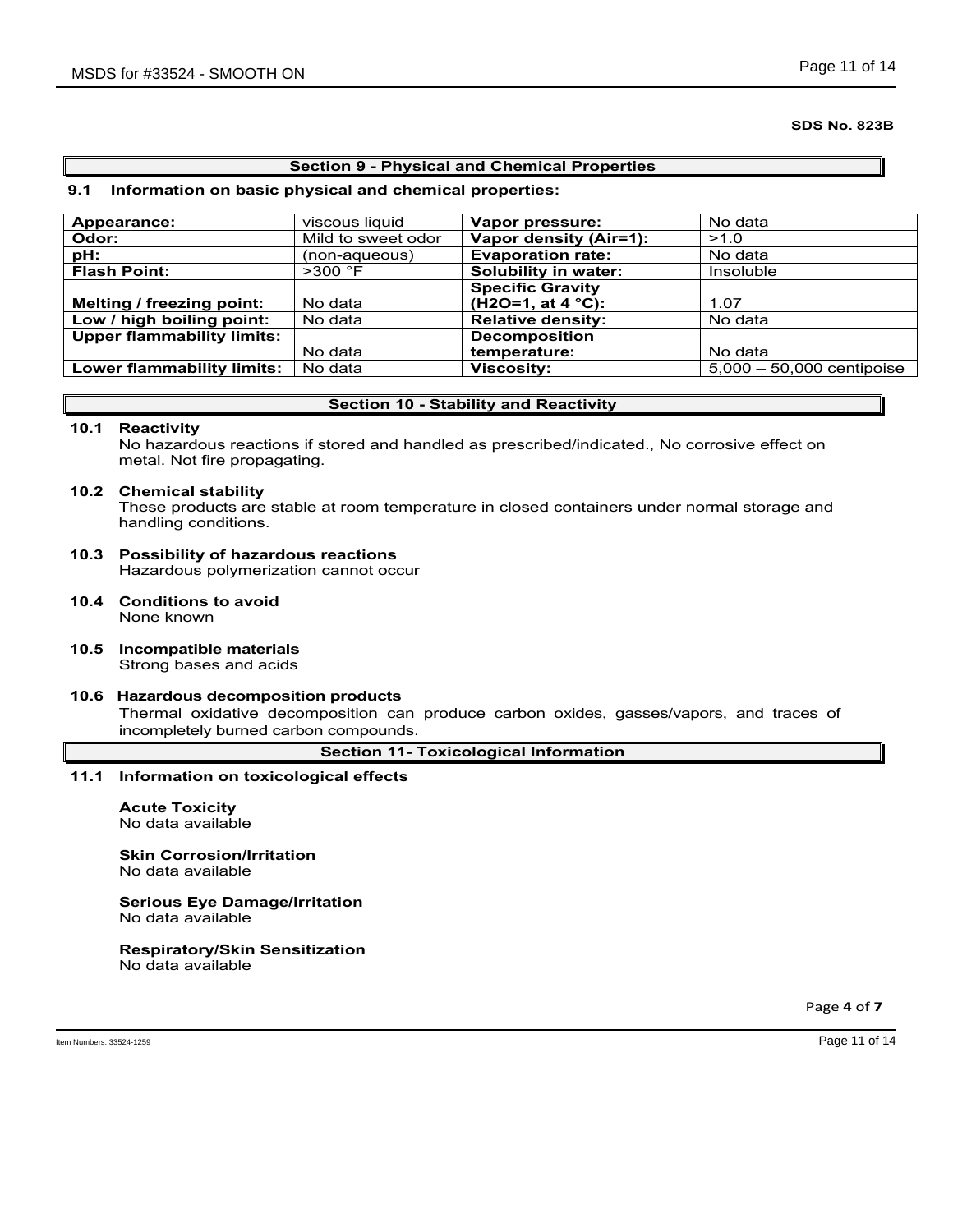**SDS No. 823B**

## Section 9 - Physical and Chemical Properties

### 9.1 Information on basic physical and chemical properties:

| | | | |
|---|---|---|---|
| **Appearance:** | viscous liquid | **Vapor pressure:** | No data |
| **Odor:** | Mild to sweet odor | **Vapor density (Air=1):** | >1.0 |
| **pH:** | (non-aqueous) | **Evaporation rate:** | No data |
| **Flash Point:** | >300 °F | **Solubility in water:** | Insoluble |
| **Melting / freezing point:** | No data | **Specific Gravity (H2O=1, at 4 °C):** | 1.07 |
| **Low / high boiling point:** | No data | **Relative density:** | No data |
| **Upper flammability limits:** | No data | **Decomposition temperature:** | No data |
| **Lower flammability limits:** | No data | **Viscosity:** | 5,000 – 50,000 centipoise |

## Section 10 - Stability and Reactivity

**10.1 Reactivity**
No hazardous reactions if stored and handled as prescribed/indicated., No corrosive effect on metal. Not fire propagating.

**10.2 Chemical stability**
These products are stable at room temperature in closed containers under normal storage and handling conditions.

**10.3 Possibility of hazardous reactions**
Hazardous polymerization cannot occur

**10.4 Conditions to avoid**
None known

**10.5 Incompatible materials**
Strong bases and acids

**10.6 Hazardous decomposition products**
Thermal oxidative decomposition can produce carbon oxides, gasses/vapors, and traces of incompletely burned carbon compounds.

## Section 11- Toxicological Information

**11.1 Information on toxicological effects**

**Acute Toxicity**
No data available

**Skin Corrosion/Irritation**
No data available

**Serious Eye Damage/Irritation**
No data available

**Respiratory/Skin Sensitization**
No data available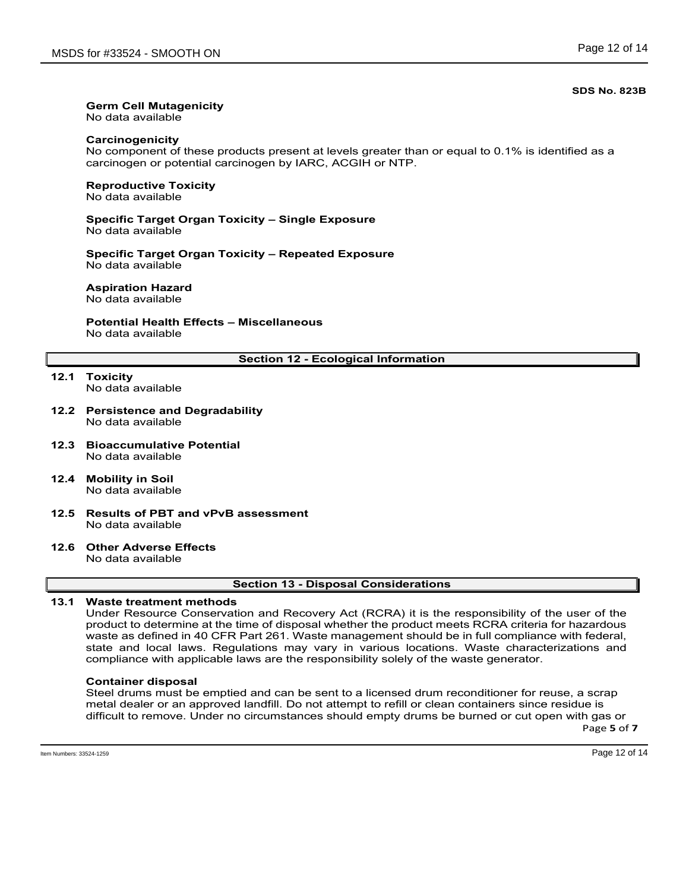**SDS No. 823B**

**Germ Cell Mutagenicity**
No data available

**Carcinogenicity**
No component of these products present at levels greater than or equal to 0.1% is identified as a carcinogen or potential carcinogen by IARC, ACGIH or NTP.

**Reproductive Toxicity**
No data available

**Specific Target Organ Toxicity – Single Exposure**
No data available

**Specific Target Organ Toxicity – Repeated Exposure**
No data available

**Aspiration Hazard**
No data available

**Potential Health Effects – Miscellaneous**
No data available

## Section 12 - Ecological Information

**12.1 Toxicity**
No data available

**12.2 Persistence and Degradability**
No data available

**12.3 Bioaccumulative Potential**
No data available

**12.4 Mobility in Soil**
No data available

**12.5 Results of PBT and vPvB assessment**
No data available

**12.6 Other Adverse Effects**
No data available

## Section 13 - Disposal Considerations

**13.1 Waste treatment methods**
Under Resource Conservation and Recovery Act (RCRA) it is the responsibility of the user of the product to determine at the time of disposal whether the product meets RCRA criteria for hazardous waste as defined in 40 CFR Part 261. Waste management should be in full compliance with federal, state and local laws. Regulations may vary in various locations. Waste characterizations and compliance with applicable laws are the responsibility solely of the waste generator.

**Container disposal**
Steel drums must be emptied and can be sent to a licensed drum reconditioner for reuse, a scrap metal dealer or an approved landfill. Do not attempt to refill or clean containers since residue is difficult to remove. Under no circumstances should empty drums be burned or cut open with gas or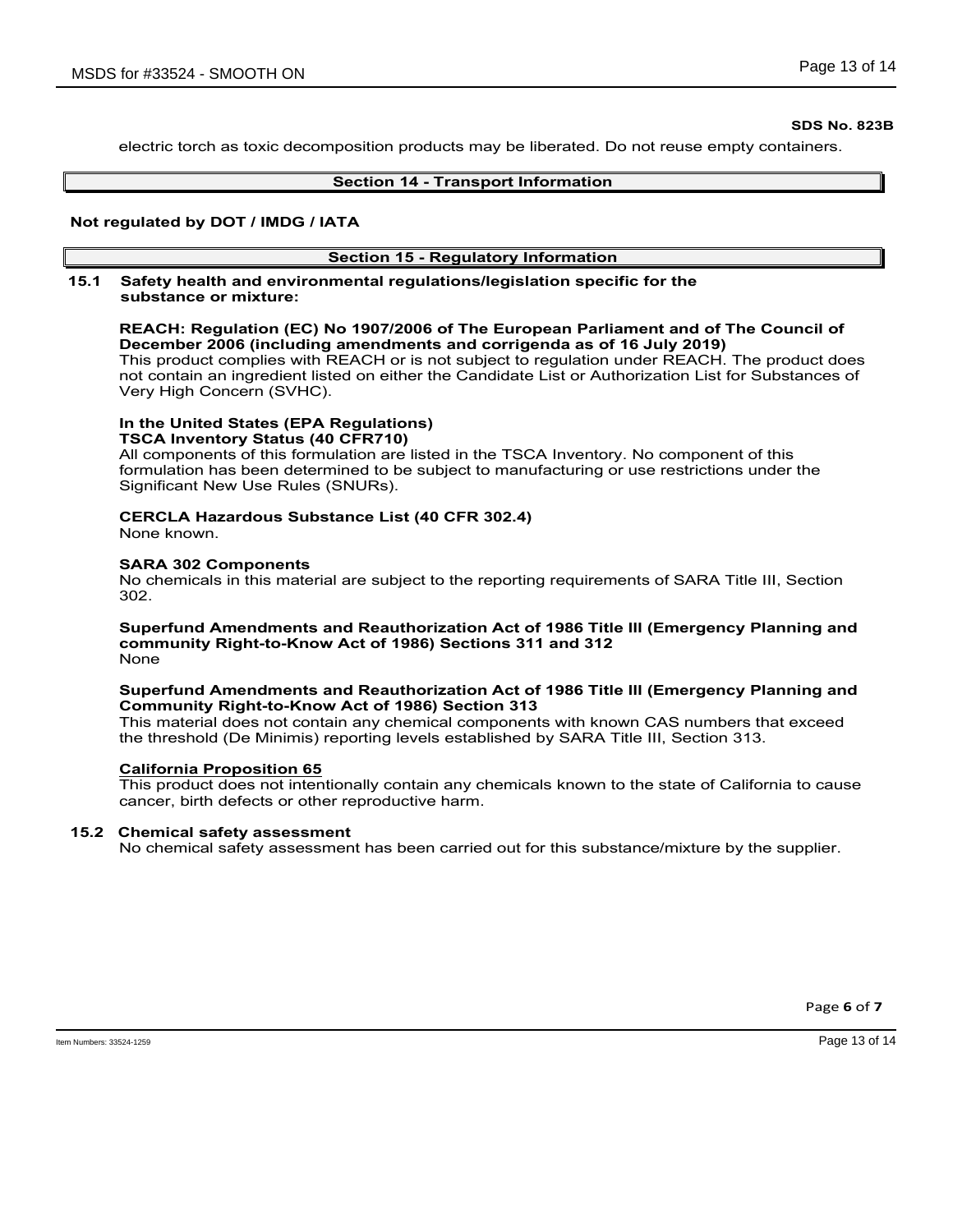electric torch as toxic decomposition products may be liberated. Do not reuse empty containers.

## Section 14 - Transport Information

**Not regulated by DOT / IMDG / IATA**

## Section 15 - Regulatory Information

**15.1 Safety health and environmental regulations/legislation specific for the substance or mixture:**

**REACH: Regulation (EC) No 1907/2006 of The European Parliament and of The Council of December 2006 (including amendments and corrigenda as of 16 July 2019)**
This product complies with REACH or is not subject to regulation under REACH. The product does not contain an ingredient listed on either the Candidate List or Authorization List for Substances of Very High Concern (SVHC).

**In the United States (EPA Regulations)**
**TSCA Inventory Status (40 CFR710)**
All components of this formulation are listed in the TSCA Inventory. No component of this formulation has been determined to be subject to manufacturing or use restrictions under the Significant New Use Rules (SNURs).

**CERCLA Hazardous Substance List (40 CFR 302.4)**
None known.

**SARA 302 Components**
No chemicals in this material are subject to the reporting requirements of SARA Title III, Section 302.

**Superfund Amendments and Reauthorization Act of 1986 Title lll (Emergency Planning and community Right-to-Know Act of 1986) Sections 311 and 312**
None

**Superfund Amendments and Reauthorization Act of 1986 Title lll (Emergency Planning and Community Right-to-Know Act of 1986) Section 313**
This material does not contain any chemical components with known CAS numbers that exceed the threshold (De Minimis) reporting levels established by SARA Title III, Section 313.

**California Proposition 65**
This product does not intentionally contain any chemicals known to the state of California to cause cancer, birth defects or other reproductive harm.

**15.2 Chemical safety assessment**
No chemical safety assessment has been carried out for this substance/mixture by the supplier.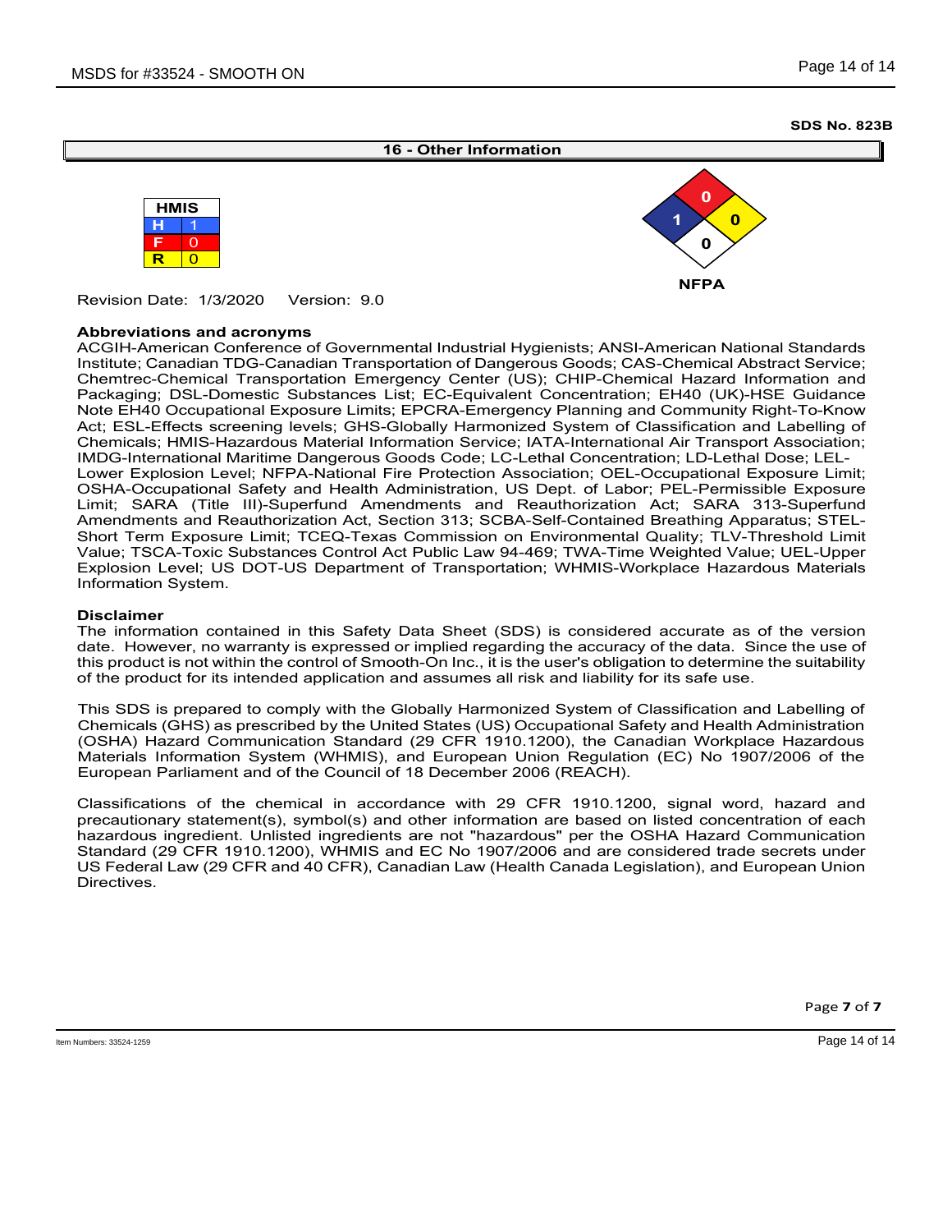SDS No. 823B

## 16 - Other Information

| HMIS | |
|---|---|
| H | 1 |
| F | 0 |
| R | 0 |

NFPA: 0 (top), 1 (left), 0 (right), 0 (bottom)

Revision Date: 1/3/2020 Version: 9.0

**Abbreviations and acronyms**

ACGIH-American Conference of Governmental Industrial Hygienists; ANSI-American National Standards Institute; Canadian TDG-Canadian Transportation of Dangerous Goods; CAS-Chemical Abstract Service; Chemtrec-Chemical Transportation Emergency Center (US); CHIP-Chemical Hazard Information and Packaging; DSL-Domestic Substances List; EC-Equivalent Concentration; EH40 (UK)-HSE Guidance Note EH40 Occupational Exposure Limits; EPCRA-Emergency Planning and Community Right-To-Know Act; ESL-Effects screening levels; GHS-Globally Harmonized System of Classification and Labelling of Chemicals; HMIS-Hazardous Material Information Service; IATA-International Air Transport Association; IMDG-International Maritime Dangerous Goods Code; LC-Lethal Concentration; LD-Lethal Dose; LEL-Lower Explosion Level; NFPA-National Fire Protection Association; OEL-Occupational Exposure Limit; OSHA-Occupational Safety and Health Administration, US Dept. of Labor; PEL-Permissible Exposure Limit; SARA (Title III)-Superfund Amendments and Reauthorization Act; SARA 313-Superfund Amendments and Reauthorization Act, Section 313; SCBA-Self-Contained Breathing Apparatus; STEL-Short Term Exposure Limit; TCEQ-Texas Commission on Environmental Quality; TLV-Threshold Limit Value; TSCA-Toxic Substances Control Act Public Law 94-469; TWA-Time Weighted Value; UEL-Upper Explosion Level; US DOT-US Department of Transportation; WHMIS-Workplace Hazardous Materials Information System.

**Disclaimer**

The information contained in this Safety Data Sheet (SDS) is considered accurate as of the version date. However, no warranty is expressed or implied regarding the accuracy of the data. Since the use of this product is not within the control of Smooth-On Inc., it is the user's obligation to determine the suitability of the product for its intended application and assumes all risk and liability for its safe use.

This SDS is prepared to comply with the Globally Harmonized System of Classification and Labelling of Chemicals (GHS) as prescribed by the United States (US) Occupational Safety and Health Administration (OSHA) Hazard Communication Standard (29 CFR 1910.1200), the Canadian Workplace Hazardous Materials Information System (WHMIS), and European Union Regulation (EC) No 1907/2006 of the European Parliament and of the Council of 18 December 2006 (REACH).

Classifications of the chemical in accordance with 29 CFR 1910.1200, signal word, hazard and precautionary statement(s), symbol(s) and other information are based on listed concentration of each hazardous ingredient. Unlisted ingredients are not "hazardous" per the OSHA Hazard Communication Standard (29 CFR 1910.1200), WHMIS and EC No 1907/2006 and are considered trade secrets under US Federal Law (29 CFR and 40 CFR), Canadian Law (Health Canada Legislation), and European Union Directives.

Item Numbers: 33524-1259